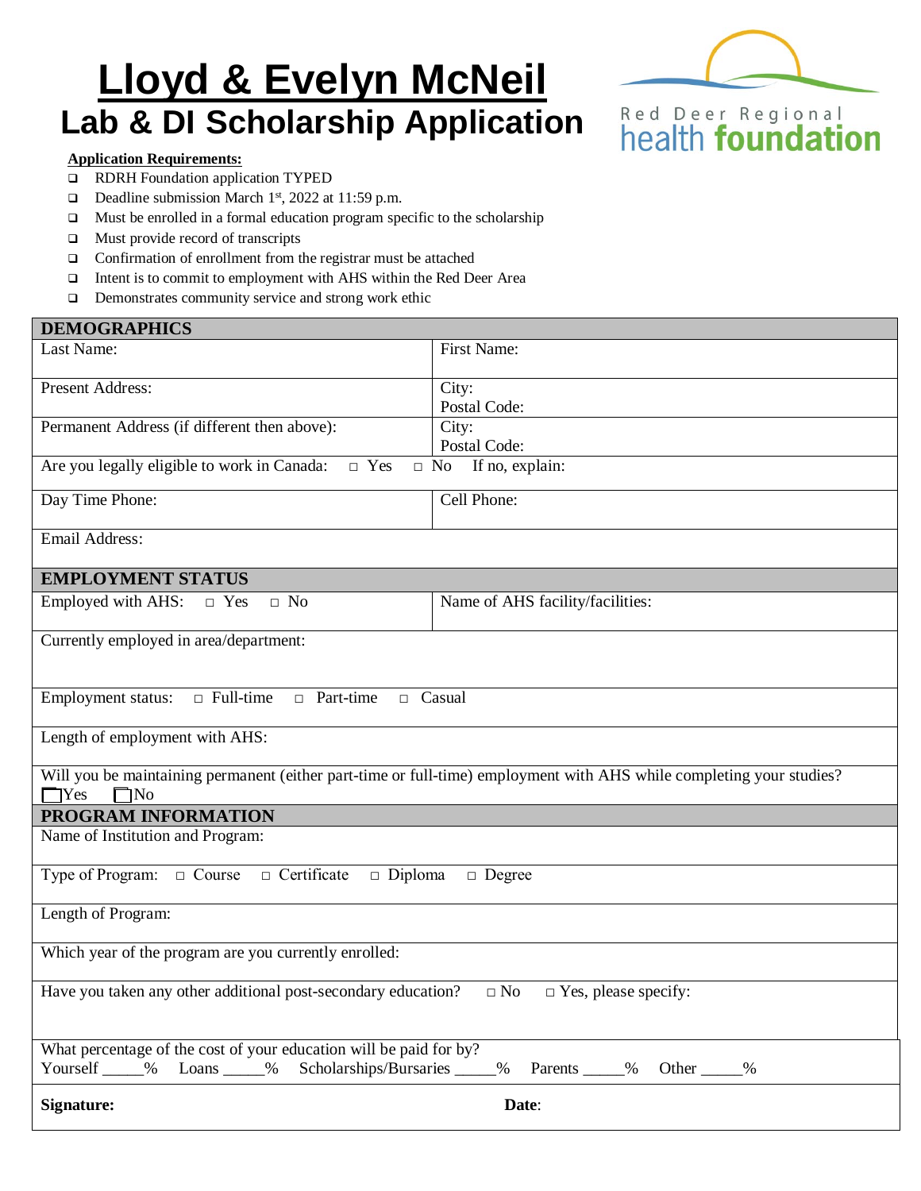# Lloyd & Evelyn McNeil

## Lab & DI Scholarship Application

Red Deer Regional health foundation

**Application Requirements:**

- ❑ RDRH Foundation application TYPED
- ❑ Deadline submission March 1st, 2022 at 11:59 p.m.
- ❑ Must be enrolled in a formal education program specific to the scholarship
- ❑ Must provide record of transcripts
- ❑ Confirmation of enrollment from the registrar must be attached
- ❑ Intent is to commit to employment with AHS within the Red Deer Area
- ❑ Demonstrates community service and strong work ethic

| DEMOGRAPHICS | |
|---|---|
| Last Name: | First Name: |
| Present Address: | City:<br>Postal Code: |
| Permanent Address (if different then above): | City:<br>Postal Code: |
| Are you legally eligible to work in Canada: □ Yes □ No If no, explain: | |
| Day Time Phone: | Cell Phone: |
| Email Address: | |
| **EMPLOYMENT STATUS** | |
| Employed with AHS: □ Yes □ No | Name of AHS facility/facilities: |
| Currently employed in area/department: | |
| Employment status: □ Full-time □ Part-time □ Casual | |
| Length of employment with AHS: | |
| Will you be maintaining permanent (either part-time or full-time) employment with AHS while completing your studies? □ Yes □ No | |
| **PROGRAM INFORMATION** | |
| Name of Institution and Program: | |
| Type of Program: □ Course □ Certificate □ Diploma □ Degree | |
| Length of Program: | |
| Which year of the program are you currently enrolled: | |
| Have you taken any other additional post-secondary education? □ No □ Yes, please specify: | |
| What percentage of the cost of your education will be paid for by?<br>Yourself _____% Loans _____% Scholarships/Bursaries _____% Parents _____% Other _____% | |
| **Signature:** | **Date**: |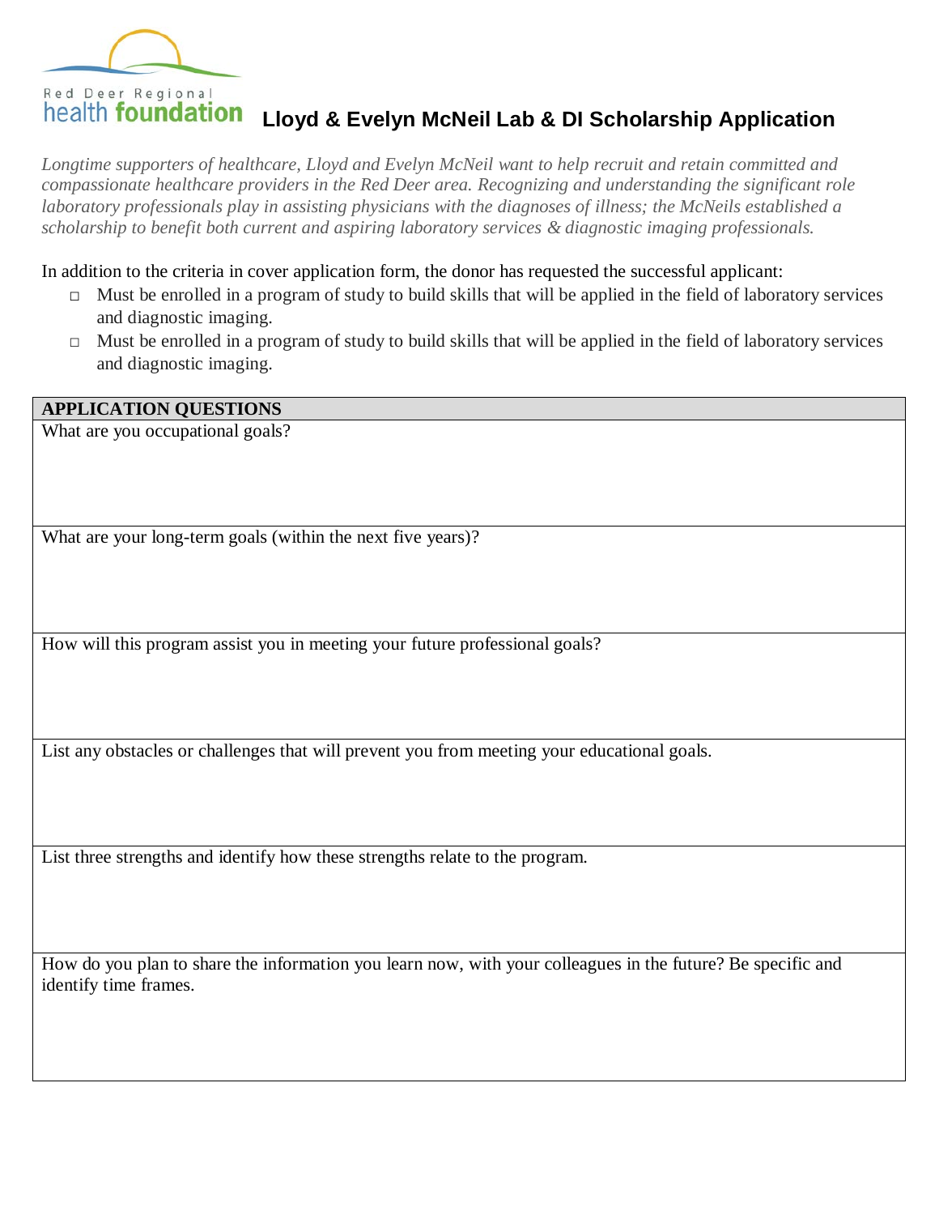Red Deer Regional health foundation

# Lloyd & Evelyn McNeil Lab & DI Scholarship Application

*Longtime supporters of healthcare, Lloyd and Evelyn McNeil want to help recruit and retain committed and compassionate healthcare providers in the Red Deer area. Recognizing and understanding the significant role laboratory professionals play in assisting physicians with the diagnoses of illness; the McNeils established a scholarship to benefit both current and aspiring laboratory services & diagnostic imaging professionals.*

In addition to the criteria in cover application form, the donor has requested the successful applicant:

- Must be enrolled in a program of study to build skills that will be applied in the field of laboratory services and diagnostic imaging.
- Must be enrolled in a program of study to build skills that will be applied in the field of laboratory services and diagnostic imaging.

| **APPLICATION QUESTIONS** |
| --- |
| What are you occupational goals? |
| What are your long-term goals (within the next five years)? |
| How will this program assist you in meeting your future professional goals? |
| List any obstacles or challenges that will prevent you from meeting your educational goals. |
| List three strengths and identify how these strengths relate to the program. |
| How do you plan to share the information you learn now, with your colleagues in the future? Be specific and identify time frames. |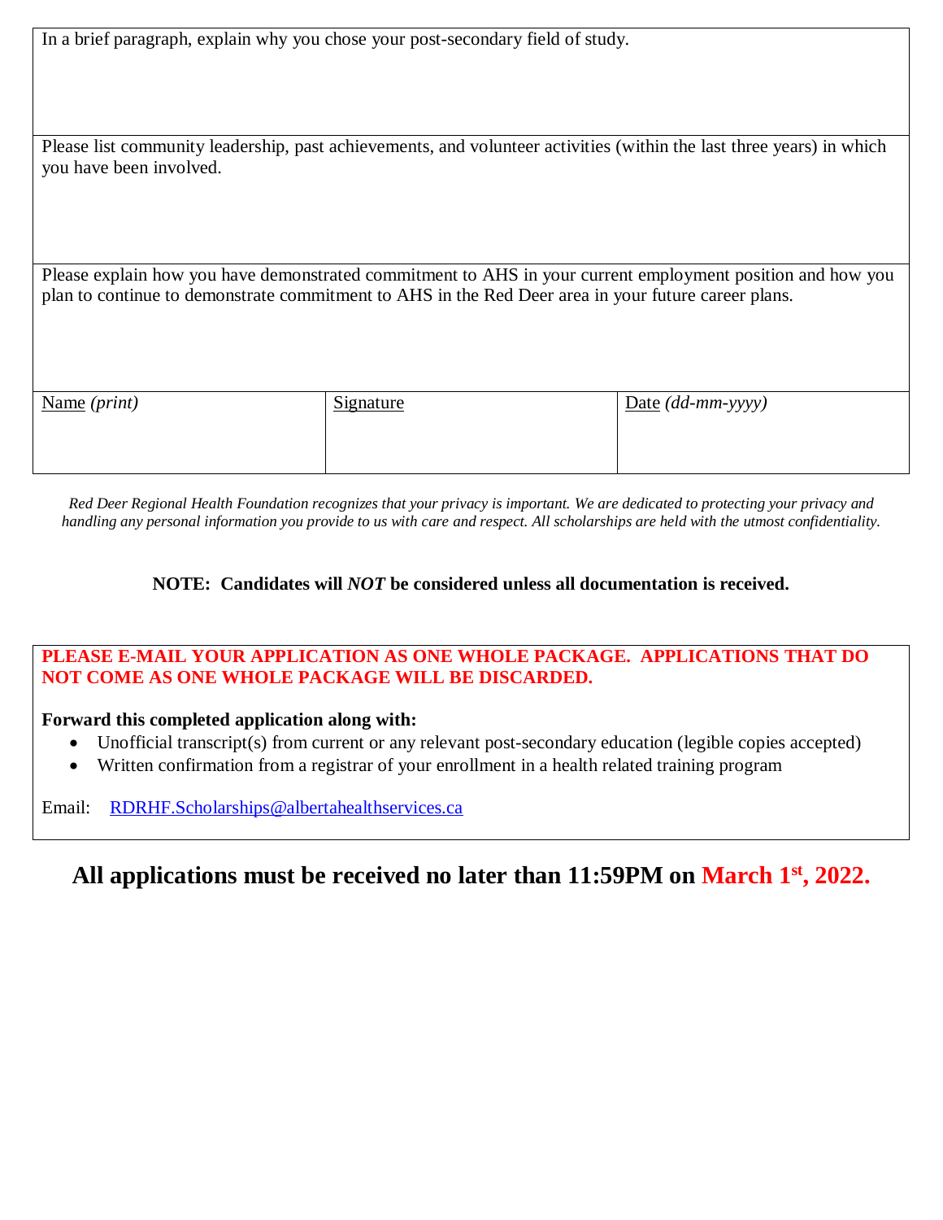| In a brief paragraph, explain why you chose your post-secondary field of study. |
|---|
| Please list community leadership, past achievements, and volunteer activities (within the last three years) in which you have been involved. |
| Please explain how you have demonstrated commitment to AHS in your current employment position and how you plan to continue to demonstrate commitment to AHS in the Red Deer area in your future career plans. |

| Name *(print)* | Signature | Date *(dd-mm-yyyy)* |
|---|---|---|
| | | |

*Red Deer Regional Health Foundation recognizes that your privacy is important. We are dedicated to protecting your privacy and handling any personal information you provide to us with care and respect. All scholarships are held with the utmost confidentiality.*

**NOTE: Candidates will *NOT* be considered unless all documentation is received.**

**PLEASE E-MAIL YOUR APPLICATION AS ONE WHOLE PACKAGE. APPLICATIONS THAT DO NOT COME AS ONE WHOLE PACKAGE WILL BE DISCARDED.**

**Forward this completed application along with:**

- Unofficial transcript(s) from current or any relevant post-secondary education (legible copies accepted)
- Written confirmation from a registrar of your enrollment in a health related training program

Email: RDRHF.Scholarships@albertahealthservices.ca

## All applications must be received no later than 11:59PM on March 1st, 2022.